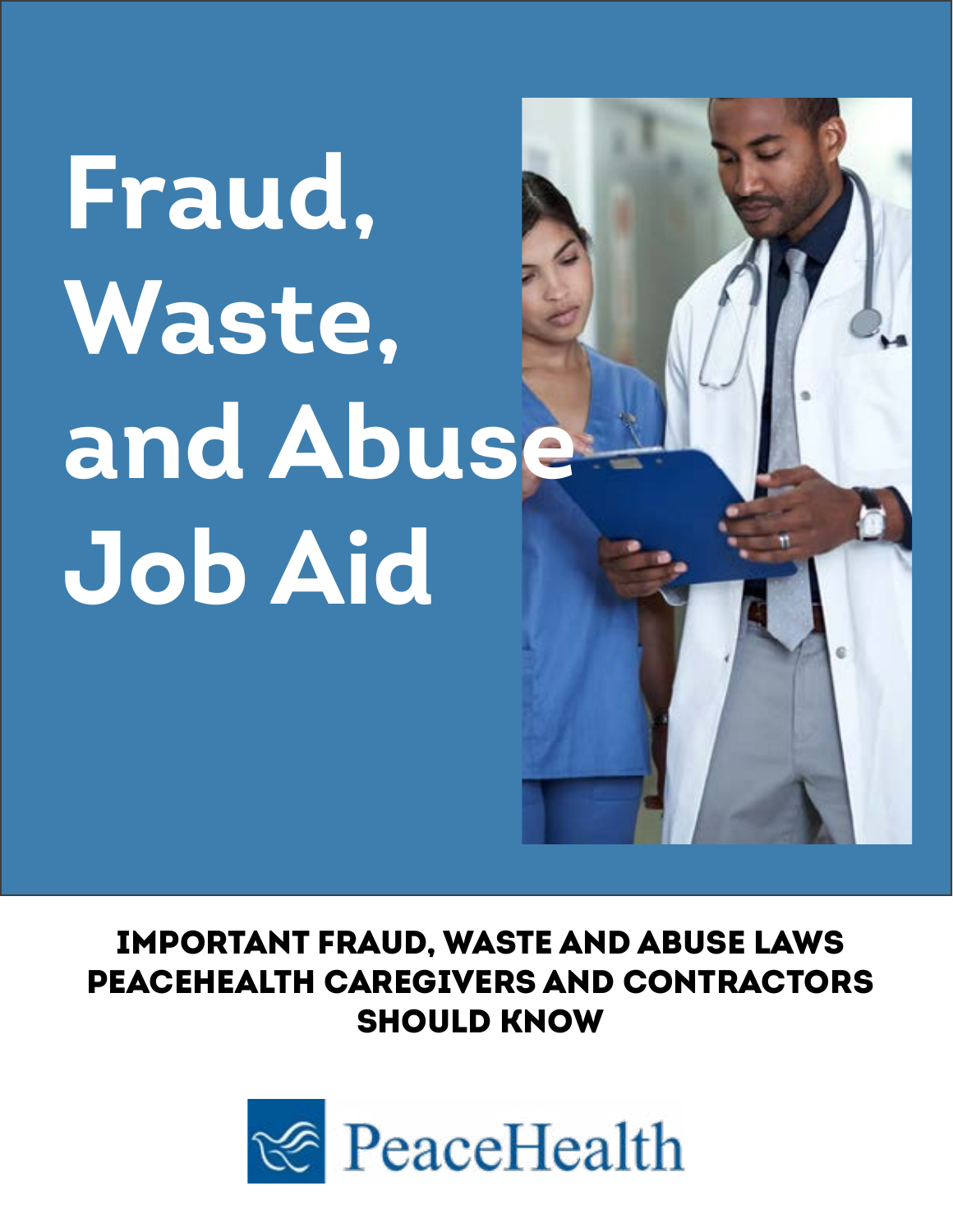# Fraud, Waste, and Abuse Job Aid

## IMPORTANT FRAUD, WASTE AND ABUSE LAWS PEACEHEALTH CAREGIVERS AND CONTRACTORS SHOULD KNOW

PeaceHealth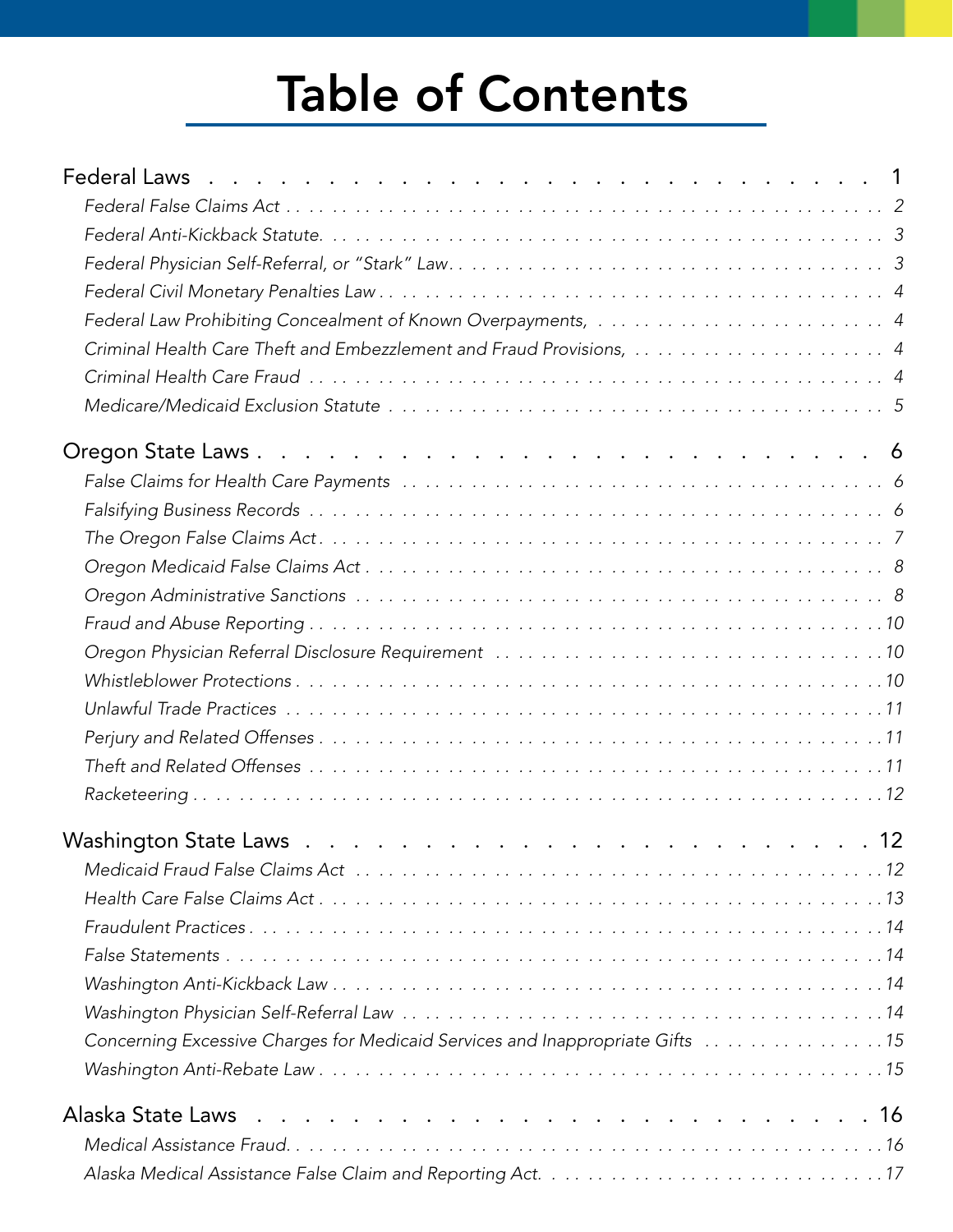# Table of Contents

**Federal Laws** . . . . . . . . . . . . . . . . . . . . . . . . 1

- *Federal False Claims Act* . . . . . . . . . . . . . . . . . . . . . . . . 2
- *Federal Anti-Kickback Statute.* . . . . . . . . . . . . . . . . . . . . . . . . 3
- *Federal Physician Self-Referral, or "Stark" Law* . . . . . . . . . . . . . . . . . . . . . . . . 3
- *Federal Civil Monetary Penalties Law* . . . . . . . . . . . . . . . . . . . . . . . . 4
- *Federal Law Prohibiting Concealment of Known Overpayments,* . . . . . . . . . . . . . . . . . . . . . . . . 4
- *Criminal Health Care Theft and Embezzlement and Fraud Provisions,* . . . . . . . . . . . . . . . . . . . . . . . . 4
- *Criminal Health Care Fraud* . . . . . . . . . . . . . . . . . . . . . . . . 4
- *Medicare/Medicaid Exclusion Statute* . . . . . . . . . . . . . . . . . . . . . . . . 5

**Oregon State Laws** . . . . . . . . . . . . . . . . . . . . . . . . 6

- *False Claims for Health Care Payments* . . . . . . . . . . . . . . . . . . . . . . . . 6
- *Falsifying Business Records* . . . . . . . . . . . . . . . . . . . . . . . . 6
- *The Oregon False Claims Act* . . . . . . . . . . . . . . . . . . . . . . . . 7
- *Oregon Medicaid False Claims Act* . . . . . . . . . . . . . . . . . . . . . . . . 8
- *Oregon Administrative Sanctions* . . . . . . . . . . . . . . . . . . . . . . . . 8
- *Fraud and Abuse Reporting* . . . . . . . . . . . . . . . . . . . . . . . . 10
- *Oregon Physician Referral Disclosure Requirement* . . . . . . . . . . . . . . . . . . . . . . . . 10
- *Whistleblower Protections* . . . . . . . . . . . . . . . . . . . . . . . . 10
- *Unlawful Trade Practices* . . . . . . . . . . . . . . . . . . . . . . . . 11
- *Perjury and Related Offenses* . . . . . . . . . . . . . . . . . . . . . . . . 11
- *Theft and Related Offenses* . . . . . . . . . . . . . . . . . . . . . . . . 11
- *Racketeering* . . . . . . . . . . . . . . . . . . . . . . . . 12

**Washington State Laws** . . . . . . . . . . . . . . . . . . . . . . . . 12

- *Medicaid Fraud False Claims Act* . . . . . . . . . . . . . . . . . . . . . . . . 12
- *Health Care False Claims Act* . . . . . . . . . . . . . . . . . . . . . . . . 13
- *Fraudulent Practices* . . . . . . . . . . . . . . . . . . . . . . . . 14
- *False Statements* . . . . . . . . . . . . . . . . . . . . . . . . 14
- *Washington Anti-Kickback Law* . . . . . . . . . . . . . . . . . . . . . . . . 14
- *Washington Physician Self-Referral Law* . . . . . . . . . . . . . . . . . . . . . . . . 14
- *Concerning Excessive Charges for Medicaid Services and Inappropriate Gifts* . . . . . . . . . . . . . . . . 15
- *Washington Anti-Rebate Law* . . . . . . . . . . . . . . . . . . . . . . . . 15

**Alaska State Laws** . . . . . . . . . . . . . . . . . . . . . . . . 16

- *Medical Assistance Fraud.* . . . . . . . . . . . . . . . . . . . . . . . . 16
- *Alaska Medical Assistance False Claim and Reporting Act.* . . . . . . . . . . . . . . . . . . . . . . . . 17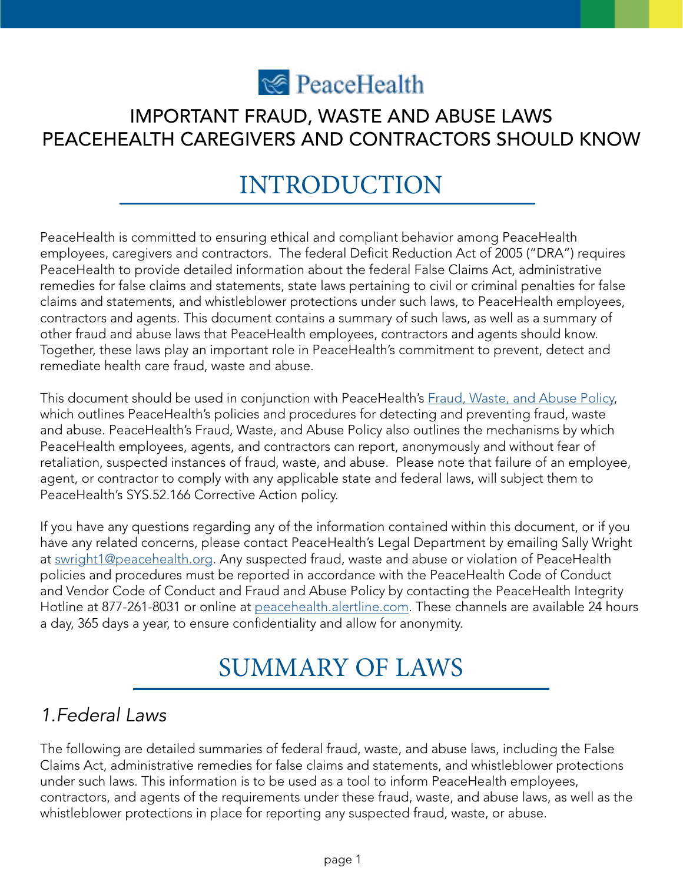PeaceHealth

# IMPORTANT FRAUD, WASTE AND ABUSE LAWS PEACEHEALTH CAREGIVERS AND CONTRACTORS SHOULD KNOW

## INTRODUCTION

PeaceHealth is committed to ensuring ethical and compliant behavior among PeaceHealth employees, caregivers and contractors. The federal Deficit Reduction Act of 2005 ("DRA") requires PeaceHealth to provide detailed information about the federal False Claims Act, administrative remedies for false claims and statements, state laws pertaining to civil or criminal penalties for false claims and statements, and whistleblower protections under such laws, to PeaceHealth employees, contractors and agents. This document contains a summary of such laws, as well as a summary of other fraud and abuse laws that PeaceHealth employees, contractors and agents should know. Together, these laws play an important role in PeaceHealth's commitment to prevent, detect and remediate health care fraud, waste and abuse.

This document should be used in conjunction with PeaceHealth's Fraud, Waste, and Abuse Policy, which outlines PeaceHealth's policies and procedures for detecting and preventing fraud, waste and abuse. PeaceHealth's Fraud, Waste, and Abuse Policy also outlines the mechanisms by which PeaceHealth employees, agents, and contractors can report, anonymously and without fear of retaliation, suspected instances of fraud, waste, and abuse. Please note that failure of an employee, agent, or contractor to comply with any applicable state and federal laws, will subject them to PeaceHealth's SYS.52.166 Corrective Action policy.

If you have any questions regarding any of the information contained within this document, or if you have any related concerns, please contact PeaceHealth's Legal Department by emailing Sally Wright at swright1@peacehealth.org. Any suspected fraud, waste and abuse or violation of PeaceHealth policies and procedures must be reported in accordance with the PeaceHealth Code of Conduct and Vendor Code of Conduct and Fraud and Abuse Policy by contacting the PeaceHealth Integrity Hotline at 877-261-8031 or online at peacehealth.alertline.com. These channels are available 24 hours a day, 365 days a year, to ensure confidentiality and allow for anonymity.

## SUMMARY OF LAWS

### *1.Federal Laws*

The following are detailed summaries of federal fraud, waste, and abuse laws, including the False Claims Act, administrative remedies for false claims and statements, and whistleblower protections under such laws. This information is to be used as a tool to inform PeaceHealth employees, contractors, and agents of the requirements under these fraud, waste, and abuse laws, as well as the whistleblower protections in place for reporting any suspected fraud, waste, or abuse.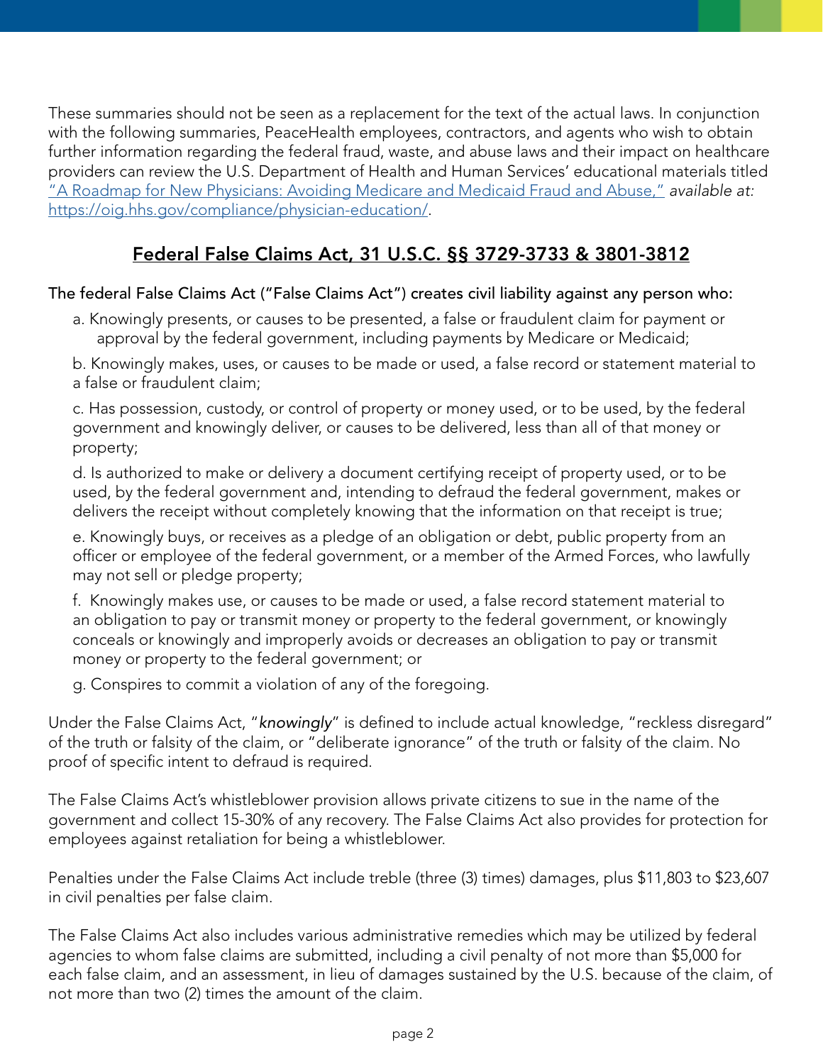These summaries should not be seen as a replacement for the text of the actual laws. In conjunction with the following summaries, PeaceHealth employees, contractors, and agents who wish to obtain further information regarding the federal fraud, waste, and abuse laws and their impact on healthcare providers can review the U.S. Department of Health and Human Services' educational materials titled ["A Roadmap for New Physicians: Avoiding Medicare and Medicaid Fraud and Abuse,"](https://oig.hhs.gov/compliance/physician-education/) *available at:* [https://oig.hhs.gov/compliance/physician-education/](https://oig.hhs.gov/compliance/physician-education/).

## Federal False Claims Act, 31 U.S.C. §§ 3729-3733 & 3801-3812

The federal False Claims Act ("False Claims Act") creates civil liability against any person who:

a. Knowingly presents, or causes to be presented, a false or fraudulent claim for payment or approval by the federal government, including payments by Medicare or Medicaid;

b. Knowingly makes, uses, or causes to be made or used, a false record or statement material to a false or fraudulent claim;

c. Has possession, custody, or control of property or money used, or to be used, by the federal government and knowingly deliver, or causes to be delivered, less than all of that money or property;

d. Is authorized to make or delivery a document certifying receipt of property used, or to be used, by the federal government and, intending to defraud the federal government, makes or delivers the receipt without completely knowing that the information on that receipt is true;

e. Knowingly buys, or receives as a pledge of an obligation or debt, public property from an officer or employee of the federal government, or a member of the Armed Forces, who lawfully may not sell or pledge property;

f. Knowingly makes use, or causes to be made or used, a false record statement material to an obligation to pay or transmit money or property to the federal government, or knowingly conceals or knowingly and improperly avoids or decreases an obligation to pay or transmit money or property to the federal government; or

g. Conspires to commit a violation of any of the foregoing.

Under the False Claims Act, "*knowingly*" is defined to include actual knowledge, "reckless disregard" of the truth or falsity of the claim, or "deliberate ignorance" of the truth or falsity of the claim. No proof of specific intent to defraud is required.

The False Claims Act's whistleblower provision allows private citizens to sue in the name of the government and collect 15-30% of any recovery. The False Claims Act also provides for protection for employees against retaliation for being a whistleblower.

Penalties under the False Claims Act include treble (three (3) times) damages, plus $11,803 to $23,607 in civil penalties per false claim.

The False Claims Act also includes various administrative remedies which may be utilized by federal agencies to whom false claims are submitted, including a civil penalty of not more than $5,000 for each false claim, and an assessment, in lieu of damages sustained by the U.S. because of the claim, of not more than two (2) times the amount of the claim.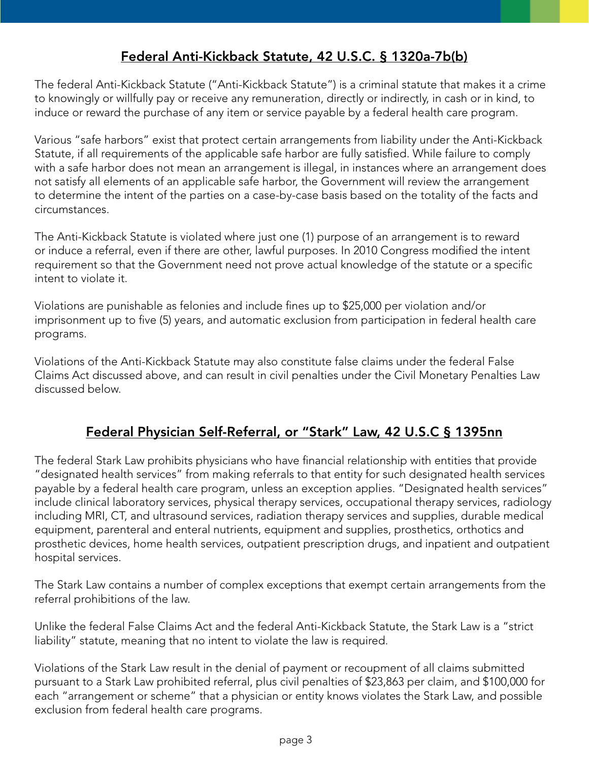## Federal Anti-Kickback Statute, 42 U.S.C. § 1320a-7b(b)

The federal Anti-Kickback Statute ("Anti-Kickback Statute") is a criminal statute that makes it a crime to knowingly or willfully pay or receive any remuneration, directly or indirectly, in cash or in kind, to induce or reward the purchase of any item or service payable by a federal health care program.

Various "safe harbors" exist that protect certain arrangements from liability under the Anti-Kickback Statute, if all requirements of the applicable safe harbor are fully satisfied. While failure to comply with a safe harbor does not mean an arrangement is illegal, in instances where an arrangement does not satisfy all elements of an applicable safe harbor, the Government will review the arrangement to determine the intent of the parties on a case-by-case basis based on the totality of the facts and circumstances.

The Anti-Kickback Statute is violated where just one (1) purpose of an arrangement is to reward or induce a referral, even if there are other, lawful purposes. In 2010 Congress modified the intent requirement so that the Government need not prove actual knowledge of the statute or a specific intent to violate it.

Violations are punishable as felonies and include fines up to $25,000 per violation and/or imprisonment up to five (5) years, and automatic exclusion from participation in federal health care programs.

Violations of the Anti-Kickback Statute may also constitute false claims under the federal False Claims Act discussed above, and can result in civil penalties under the Civil Monetary Penalties Law discussed below.

## Federal Physician Self-Referral, or "Stark" Law, 42 U.S.C § 1395nn

The federal Stark Law prohibits physicians who have financial relationship with entities that provide "designated health services" from making referrals to that entity for such designated health services payable by a federal health care program, unless an exception applies. "Designated health services" include clinical laboratory services, physical therapy services, occupational therapy services, radiology including MRI, CT, and ultrasound services, radiation therapy services and supplies, durable medical equipment, parenteral and enteral nutrients, equipment and supplies, prosthetics, orthotics and prosthetic devices, home health services, outpatient prescription drugs, and inpatient and outpatient hospital services.

The Stark Law contains a number of complex exceptions that exempt certain arrangements from the referral prohibitions of the law.

Unlike the federal False Claims Act and the federal Anti-Kickback Statute, the Stark Law is a "strict liability" statute, meaning that no intent to violate the law is required.

Violations of the Stark Law result in the denial of payment or recoupment of all claims submitted pursuant to a Stark Law prohibited referral, plus civil penalties of $23,863 per claim, and $100,000 for each "arrangement or scheme" that a physician or entity knows violates the Stark Law, and possible exclusion from federal health care programs.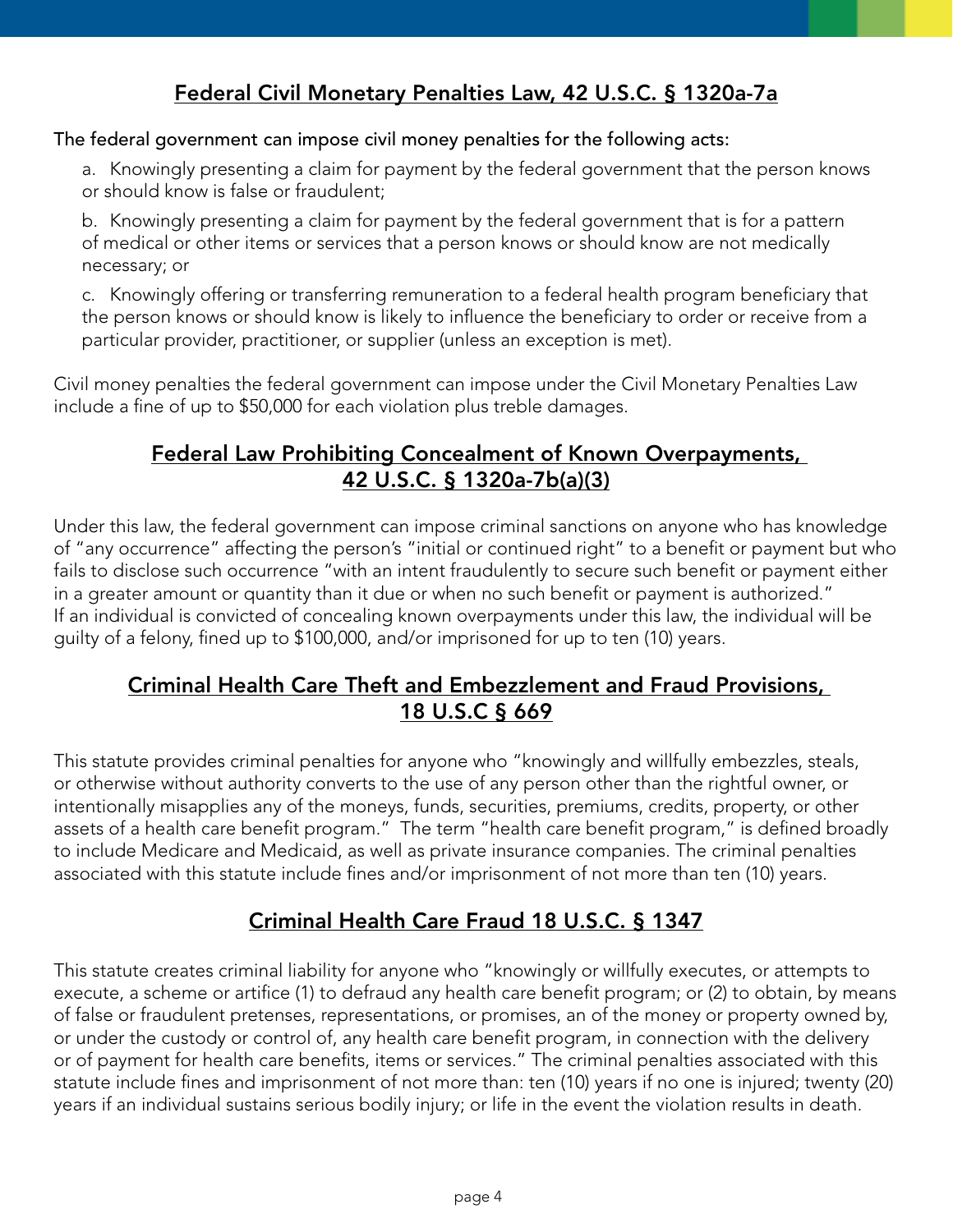## Federal Civil Monetary Penalties Law, 42 U.S.C. § 1320a-7a

The federal government can impose civil money penalties for the following acts:

a. Knowingly presenting a claim for payment by the federal government that the person knows or should know is false or fraudulent;

b. Knowingly presenting a claim for payment by the federal government that is for a pattern of medical or other items or services that a person knows or should know are not medically necessary; or

c. Knowingly offering or transferring remuneration to a federal health program beneficiary that the person knows or should know is likely to influence the beneficiary to order or receive from a particular provider, practitioner, or supplier (unless an exception is met).

Civil money penalties the federal government can impose under the Civil Monetary Penalties Law include a fine of up to $50,000 for each violation plus treble damages.

## Federal Law Prohibiting Concealment of Known Overpayments, 42 U.S.C. § 1320a-7b(a)(3)

Under this law, the federal government can impose criminal sanctions on anyone who has knowledge of "any occurrence" affecting the person's "initial or continued right" to a benefit or payment but who fails to disclose such occurrence "with an intent fraudulently to secure such benefit or payment either in a greater amount or quantity than it due or when no such benefit or payment is authorized." If an individual is convicted of concealing known overpayments under this law, the individual will be guilty of a felony, fined up to $100,000, and/or imprisoned for up to ten (10) years.

## Criminal Health Care Theft and Embezzlement and Fraud Provisions, 18 U.S.C § 669

This statute provides criminal penalties for anyone who "knowingly and willfully embezzles, steals, or otherwise without authority converts to the use of any person other than the rightful owner, or intentionally misapplies any of the moneys, funds, securities, premiums, credits, property, or other assets of a health care benefit program." The term "health care benefit program," is defined broadly to include Medicare and Medicaid, as well as private insurance companies. The criminal penalties associated with this statute include fines and/or imprisonment of not more than ten (10) years.

## Criminal Health Care Fraud 18 U.S.C. § 1347

This statute creates criminal liability for anyone who "knowingly or willfully executes, or attempts to execute, a scheme or artifice (1) to defraud any health care benefit program; or (2) to obtain, by means of false or fraudulent pretenses, representations, or promises, an of the money or property owned by, or under the custody or control of, any health care benefit program, in connection with the delivery or of payment for health care benefits, items or services." The criminal penalties associated with this statute include fines and imprisonment of not more than: ten (10) years if no one is injured; twenty (20) years if an individual sustains serious bodily injury; or life in the event the violation results in death.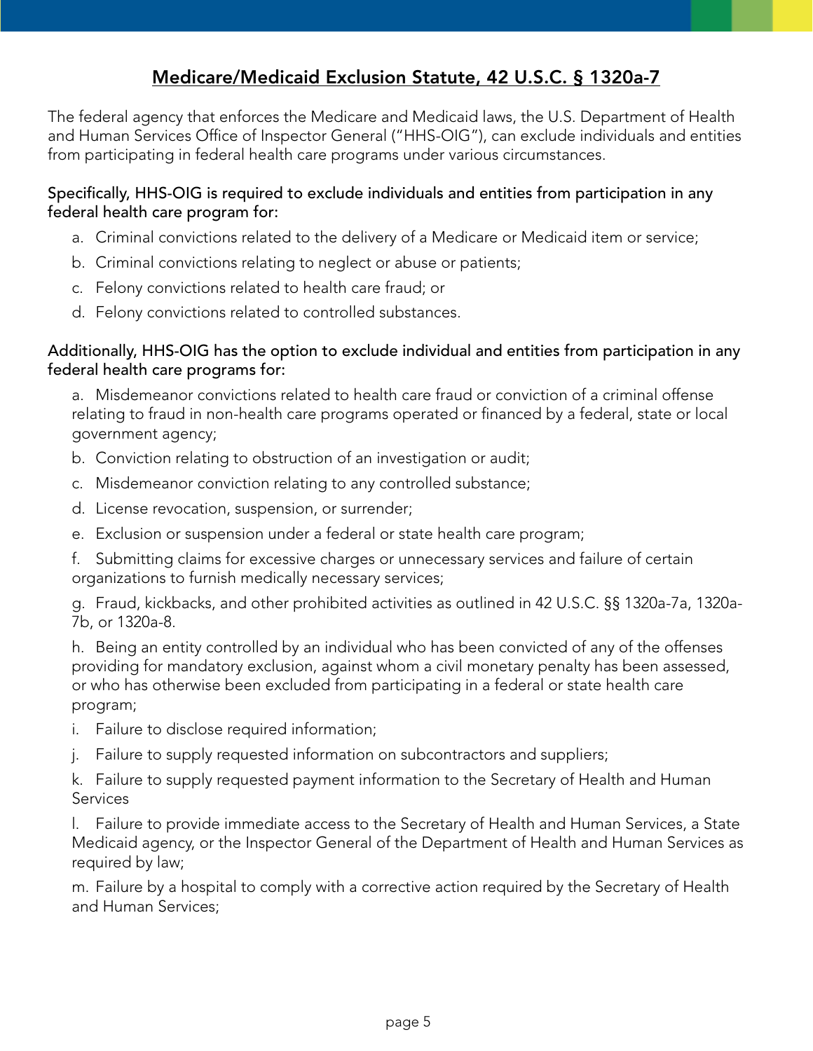## Medicare/Medicaid Exclusion Statute, 42 U.S.C. § 1320a-7

The federal agency that enforces the Medicare and Medicaid laws, the U.S. Department of Health and Human Services Office of Inspector General ("HHS-OIG"), can exclude individuals and entities from participating in federal health care programs under various circumstances.

Specifically, HHS-OIG is required to exclude individuals and entities from participation in any federal health care program for:

a. Criminal convictions related to the delivery of a Medicare or Medicaid item or service;

b. Criminal convictions relating to neglect or abuse or patients;

c. Felony convictions related to health care fraud; or

d. Felony convictions related to controlled substances.

Additionally, HHS-OIG has the option to exclude individual and entities from participation in any federal health care programs for:

a. Misdemeanor convictions related to health care fraud or conviction of a criminal offense relating to fraud in non-health care programs operated or financed by a federal, state or local government agency;

b. Conviction relating to obstruction of an investigation or audit;

c. Misdemeanor conviction relating to any controlled substance;

d. License revocation, suspension, or surrender;

e. Exclusion or suspension under a federal or state health care program;

f. Submitting claims for excessive charges or unnecessary services and failure of certain organizations to furnish medically necessary services;

g. Fraud, kickbacks, and other prohibited activities as outlined in 42 U.S.C. §§ 1320a-7a, 1320a-7b, or 1320a-8.

h. Being an entity controlled by an individual who has been convicted of any of the offenses providing for mandatory exclusion, against whom a civil monetary penalty has been assessed, or who has otherwise been excluded from participating in a federal or state health care program;

i. Failure to disclose required information;

j. Failure to supply requested information on subcontractors and suppliers;

k. Failure to supply requested payment information to the Secretary of Health and Human Services

l. Failure to provide immediate access to the Secretary of Health and Human Services, a State Medicaid agency, or the Inspector General of the Department of Health and Human Services as required by law;

m. Failure by a hospital to comply with a corrective action required by the Secretary of Health and Human Services;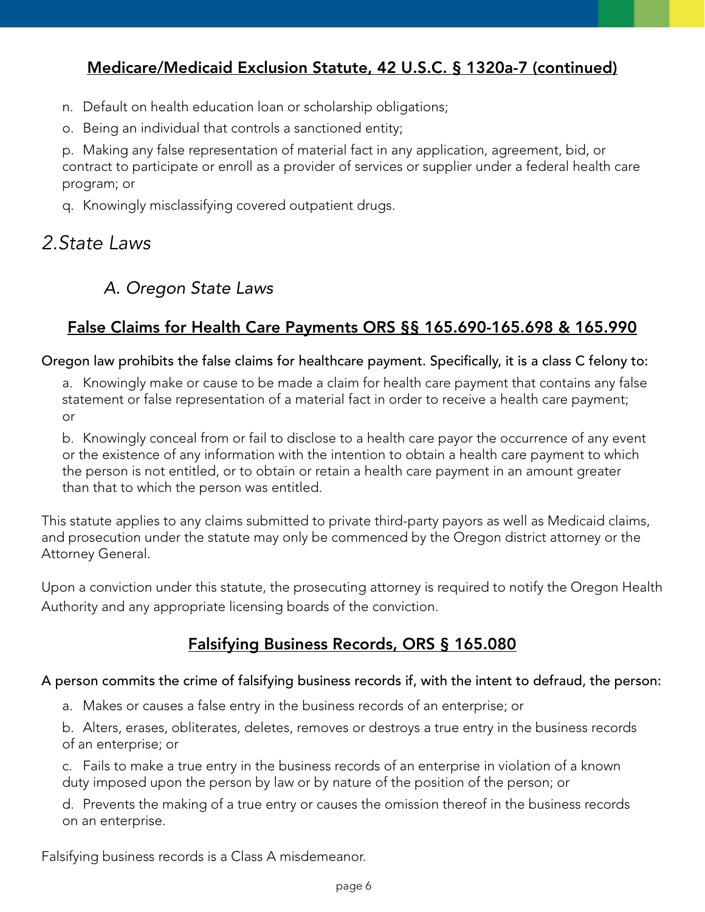## Medicare/Medicaid Exclusion Statute, 42 U.S.C. § 1320a-7 (continued)

n. Default on health education loan or scholarship obligations;

o. Being an individual that controls a sanctioned entity;

p. Making any false representation of material fact in any application, agreement, bid, or contract to participate or enroll as a provider of services or supplier under a federal health care program; or

q. Knowingly misclassifying covered outpatient drugs.

# *2.State Laws*

## *A. Oregon State Laws*

### False Claims for Health Care Payments ORS §§ 165.690-165.698 & 165.990

Oregon law prohibits the false claims for healthcare payment. Specifically, it is a class C felony to:

a. Knowingly make or cause to be made a claim for health care payment that contains any false statement or false representation of a material fact in order to receive a health care payment; or

b. Knowingly conceal from or fail to disclose to a health care payor the occurrence of any event or the existence of any information with the intention to obtain a health care payment to which the person is not entitled, or to obtain or retain a health care payment in an amount greater than that to which the person was entitled.

This statute applies to any claims submitted to private third-party payors as well as Medicaid claims, and prosecution under the statute may only be commenced by the Oregon district attorney or the Attorney General.

Upon a conviction under this statute, the prosecuting attorney is required to notify the Oregon Health Authority and any appropriate licensing boards of the conviction.

### Falsifying Business Records, ORS § 165.080

A person commits the crime of falsifying business records if, with the intent to defraud, the person:

a. Makes or causes a false entry in the business records of an enterprise; or

b. Alters, erases, obliterates, deletes, removes or destroys a true entry in the business records of an enterprise; or

c. Fails to make a true entry in the business records of an enterprise in violation of a known duty imposed upon the person by law or by nature of the position of the person; or

d. Prevents the making of a true entry or causes the omission thereof in the business records on an enterprise.

Falsifying business records is a Class A misdemeanor.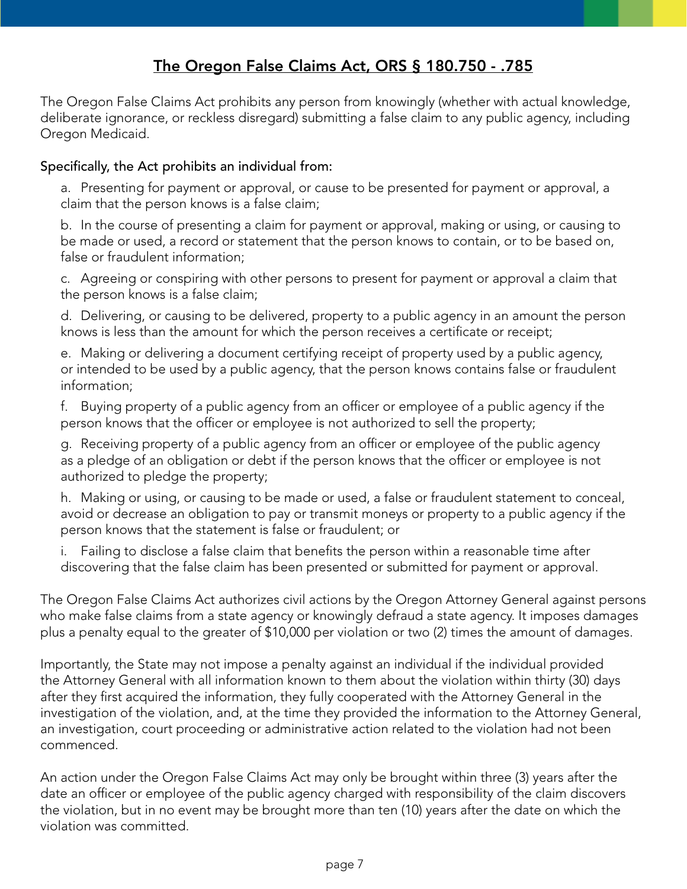## The Oregon False Claims Act, ORS § 180.750 - .785

The Oregon False Claims Act prohibits any person from knowingly (whether with actual knowledge, deliberate ignorance, or reckless disregard) submitting a false claim to any public agency, including Oregon Medicaid.

Specifically, the Act prohibits an individual from:

a. Presenting for payment or approval, or cause to be presented for payment or approval, a claim that the person knows is a false claim;

b. In the course of presenting a claim for payment or approval, making or using, or causing to be made or used, a record or statement that the person knows to contain, or to be based on, false or fraudulent information;

c. Agreeing or conspiring with other persons to present for payment or approval a claim that the person knows is a false claim;

d. Delivering, or causing to be delivered, property to a public agency in an amount the person knows is less than the amount for which the person receives a certificate or receipt;

e. Making or delivering a document certifying receipt of property used by a public agency, or intended to be used by a public agency, that the person knows contains false or fraudulent information;

f. Buying property of a public agency from an officer or employee of a public agency if the person knows that the officer or employee is not authorized to sell the property;

g. Receiving property of a public agency from an officer or employee of the public agency as a pledge of an obligation or debt if the person knows that the officer or employee is not authorized to pledge the property;

h. Making or using, or causing to be made or used, a false or fraudulent statement to conceal, avoid or decrease an obligation to pay or transmit moneys or property to a public agency if the person knows that the statement is false or fraudulent; or

i. Failing to disclose a false claim that benefits the person within a reasonable time after discovering that the false claim has been presented or submitted for payment or approval.

The Oregon False Claims Act authorizes civil actions by the Oregon Attorney General against persons who make false claims from a state agency or knowingly defraud a state agency. It imposes damages plus a penalty equal to the greater of $10,000 per violation or two (2) times the amount of damages.

Importantly, the State may not impose a penalty against an individual if the individual provided the Attorney General with all information known to them about the violation within thirty (30) days after they first acquired the information, they fully cooperated with the Attorney General in the investigation of the violation, and, at the time they provided the information to the Attorney General, an investigation, court proceeding or administrative action related to the violation had not been commenced.

An action under the Oregon False Claims Act may only be brought within three (3) years after the date an officer or employee of the public agency charged with responsibility of the claim discovers the violation, but in no event may be brought more than ten (10) years after the date on which the violation was committed.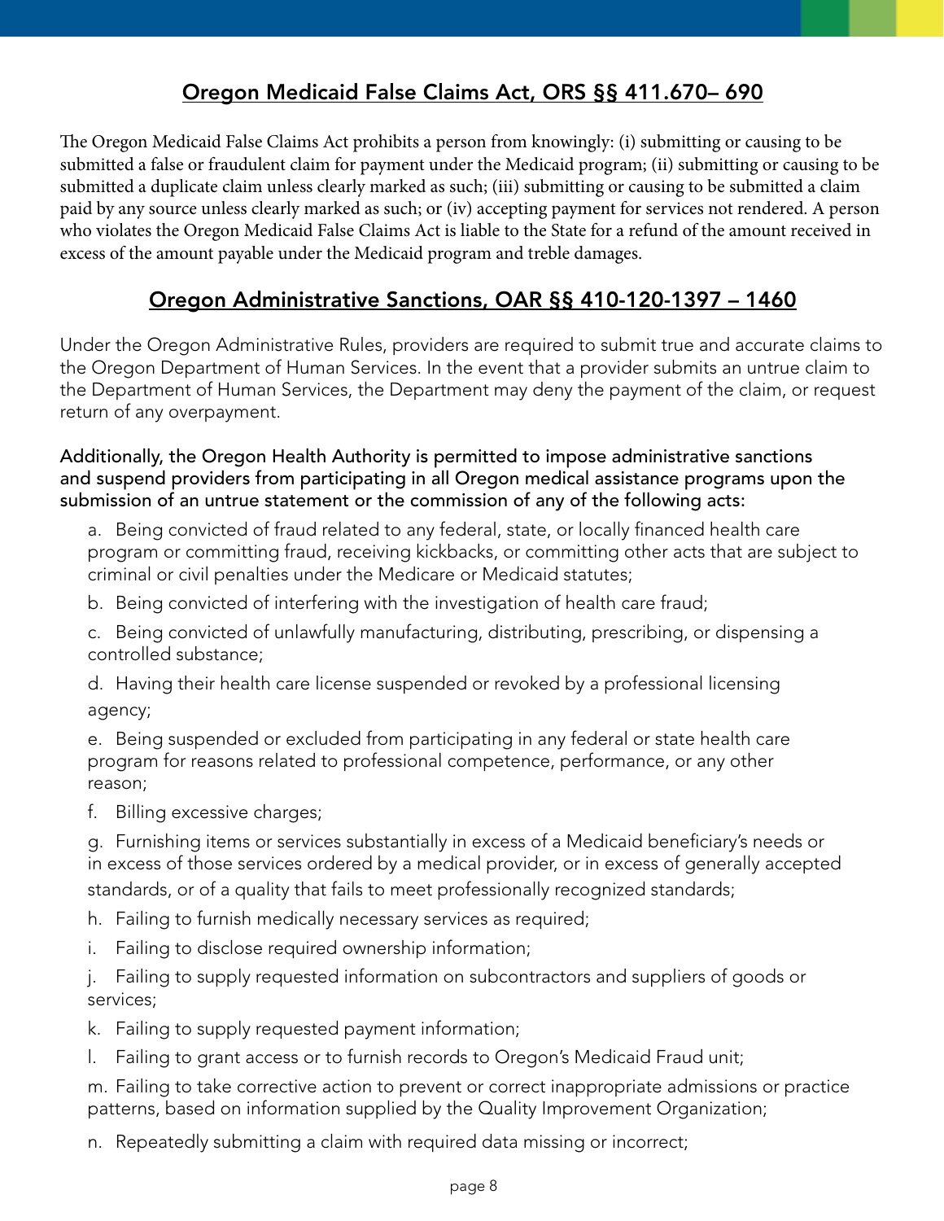## Oregon Medicaid False Claims Act, ORS §§ 411.670– 690

The Oregon Medicaid False Claims Act prohibits a person from knowingly: (i) submitting or causing to be submitted a false or fraudulent claim for payment under the Medicaid program; (ii) submitting or causing to be submitted a duplicate claim unless clearly marked as such; (iii) submitting or causing to be submitted a claim paid by any source unless clearly marked as such; or (iv) accepting payment for services not rendered. A person who violates the Oregon Medicaid False Claims Act is liable to the State for a refund of the amount received in excess of the amount payable under the Medicaid program and treble damages.

## Oregon Administrative Sanctions, OAR §§ 410-120-1397 – 1460

Under the Oregon Administrative Rules, providers are required to submit true and accurate claims to the Oregon Department of Human Services. In the event that a provider submits an untrue claim to the Department of Human Services, the Department may deny the payment of the claim, or request return of any overpayment.

Additionally, the Oregon Health Authority is permitted to impose administrative sanctions and suspend providers from participating in all Oregon medical assistance programs upon the submission of an untrue statement or the commission of any of the following acts:

a. Being convicted of fraud related to any federal, state, or locally financed health care program or committing fraud, receiving kickbacks, or committing other acts that are subject to criminal or civil penalties under the Medicare or Medicaid statutes;

b. Being convicted of interfering with the investigation of health care fraud;

c. Being convicted of unlawfully manufacturing, distributing, prescribing, or dispensing a controlled substance;

d. Having their health care license suspended or revoked by a professional licensing agency;

e. Being suspended or excluded from participating in any federal or state health care program for reasons related to professional competence, performance, or any other reason;

f. Billing excessive charges;

g. Furnishing items or services substantially in excess of a Medicaid beneficiary's needs or in excess of those services ordered by a medical provider, or in excess of generally accepted standards, or of a quality that fails to meet professionally recognized standards;

h. Failing to furnish medically necessary services as required;

i. Failing to disclose required ownership information;

j. Failing to supply requested information on subcontractors and suppliers of goods or services;

k. Failing to supply requested payment information;

l. Failing to grant access or to furnish records to Oregon's Medicaid Fraud unit;

m. Failing to take corrective action to prevent or correct inappropriate admissions or practice patterns, based on information supplied by the Quality Improvement Organization;

n. Repeatedly submitting a claim with required data missing or incorrect;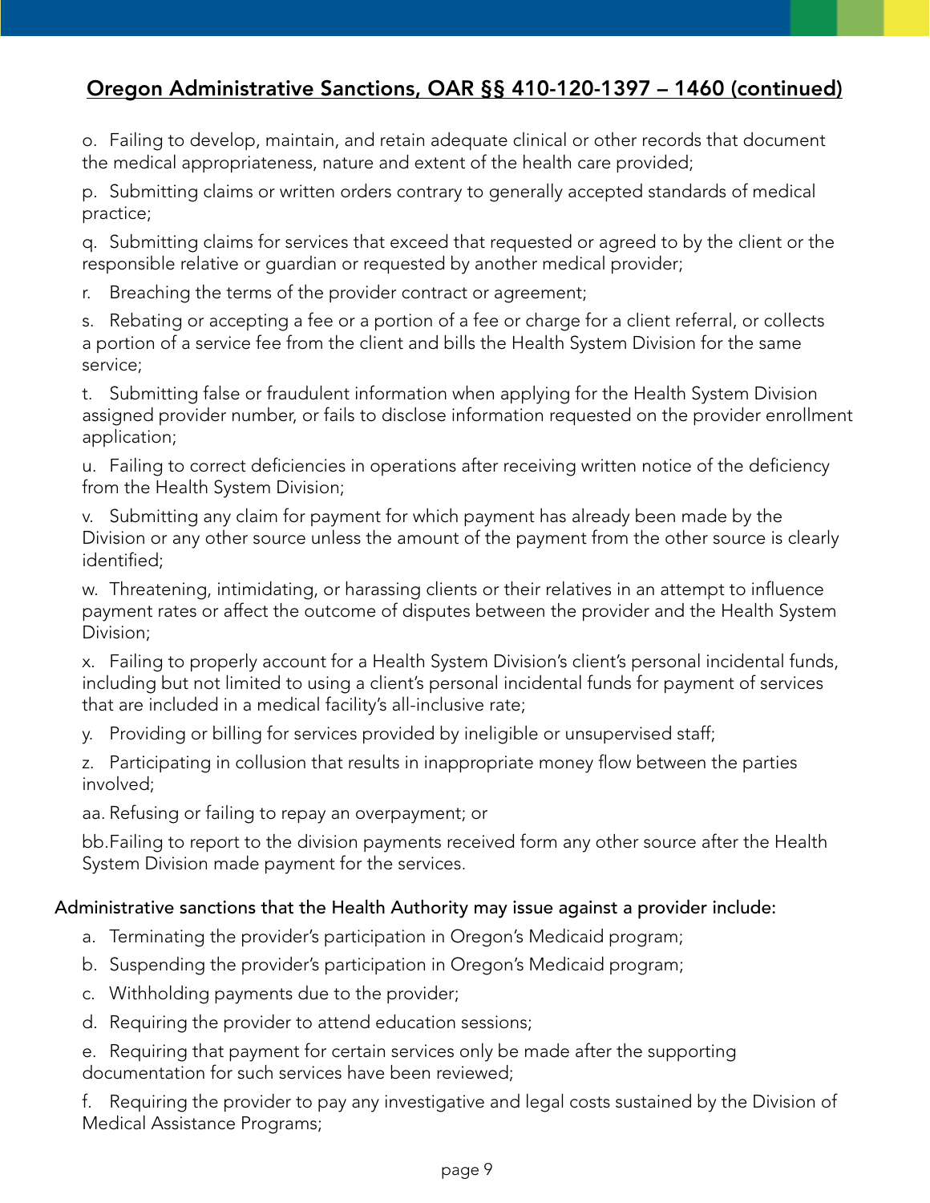## Oregon Administrative Sanctions, OAR §§ 410-120-1397 – 1460 (continued)

o. Failing to develop, maintain, and retain adequate clinical or other records that document the medical appropriateness, nature and extent of the health care provided;

p. Submitting claims or written orders contrary to generally accepted standards of medical practice;

q. Submitting claims for services that exceed that requested or agreed to by the client or the responsible relative or guardian or requested by another medical provider;

r. Breaching the terms of the provider contract or agreement;

s. Rebating or accepting a fee or a portion of a fee or charge for a client referral, or collects a portion of a service fee from the client and bills the Health System Division for the same service;

t. Submitting false or fraudulent information when applying for the Health System Division assigned provider number, or fails to disclose information requested on the provider enrollment application;

u. Failing to correct deficiencies in operations after receiving written notice of the deficiency from the Health System Division;

v. Submitting any claim for payment for which payment has already been made by the Division or any other source unless the amount of the payment from the other source is clearly identified;

w. Threatening, intimidating, or harassing clients or their relatives in an attempt to influence payment rates or affect the outcome of disputes between the provider and the Health System Division;

x. Failing to properly account for a Health System Division's client's personal incidental funds, including but not limited to using a client's personal incidental funds for payment of services that are included in a medical facility's all-inclusive rate;

y. Providing or billing for services provided by ineligible or unsupervised staff;

z. Participating in collusion that results in inappropriate money flow between the parties involved;

aa. Refusing or failing to repay an overpayment; or

bb. Failing to report to the division payments received form any other source after the Health System Division made payment for the services.

Administrative sanctions that the Health Authority may issue against a provider include:

a. Terminating the provider's participation in Oregon's Medicaid program;

b. Suspending the provider's participation in Oregon's Medicaid program;

c. Withholding payments due to the provider;

d. Requiring the provider to attend education sessions;

e. Requiring that payment for certain services only be made after the supporting documentation for such services have been reviewed;

f. Requiring the provider to pay any investigative and legal costs sustained by the Division of Medical Assistance Programs;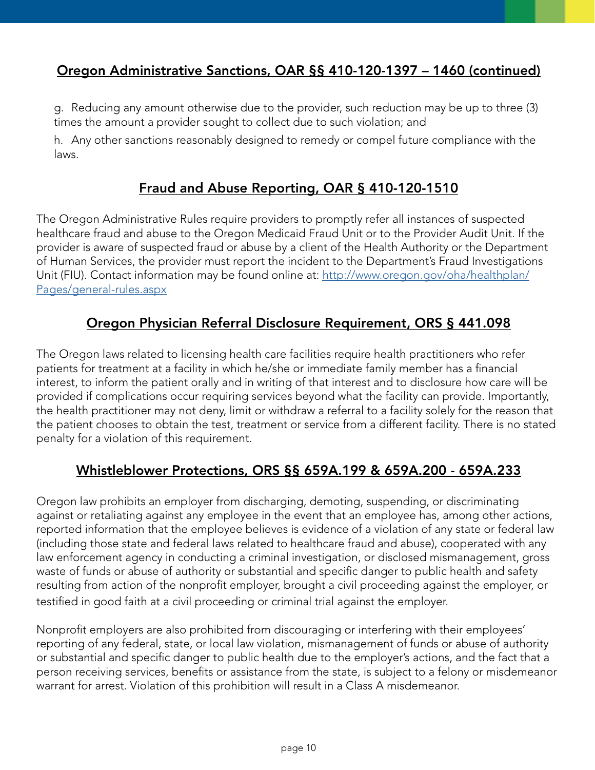## Oregon Administrative Sanctions, OAR §§ 410-120-1397 – 1460 (continued)

g. Reducing any amount otherwise due to the provider, such reduction may be up to three (3) times the amount a provider sought to collect due to such violation; and

h. Any other sanctions reasonably designed to remedy or compel future compliance with the laws.

## Fraud and Abuse Reporting, OAR § 410-120-1510

The Oregon Administrative Rules require providers to promptly refer all instances of suspected healthcare fraud and abuse to the Oregon Medicaid Fraud Unit or to the Provider Audit Unit. If the provider is aware of suspected fraud or abuse by a client of the Health Authority or the Department of Human Services, the provider must report the incident to the Department's Fraud Investigations Unit (FIU). Contact information may be found online at: [http://www.oregon.gov/oha/healthplan/Pages/general-rules.aspx](http://www.oregon.gov/oha/healthplan/Pages/general-rules.aspx)

## Oregon Physician Referral Disclosure Requirement, ORS § 441.098

The Oregon laws related to licensing health care facilities require health practitioners who refer patients for treatment at a facility in which he/she or immediate family member has a financial interest, to inform the patient orally and in writing of that interest and to disclosure how care will be provided if complications occur requiring services beyond what the facility can provide. Importantly, the health practitioner may not deny, limit or withdraw a referral to a facility solely for the reason that the patient chooses to obtain the test, treatment or service from a different facility. There is no stated penalty for a violation of this requirement.

## Whistleblower Protections, ORS §§ 659A.199 & 659A.200 - 659A.233

Oregon law prohibits an employer from discharging, demoting, suspending, or discriminating against or retaliating against any employee in the event that an employee has, among other actions, reported information that the employee believes is evidence of a violation of any state or federal law (including those state and federal laws related to healthcare fraud and abuse), cooperated with any law enforcement agency in conducting a criminal investigation, or disclosed mismanagement, gross waste of funds or abuse of authority or substantial and specific danger to public health and safety resulting from action of the nonprofit employer, brought a civil proceeding against the employer, or testified in good faith at a civil proceeding or criminal trial against the employer.

Nonprofit employers are also prohibited from discouraging or interfering with their employees' reporting of any federal, state, or local law violation, mismanagement of funds or abuse of authority or substantial and specific danger to public health due to the employer's actions, and the fact that a person receiving services, benefits or assistance from the state, is subject to a felony or misdemeanor warrant for arrest. Violation of this prohibition will result in a Class A misdemeanor.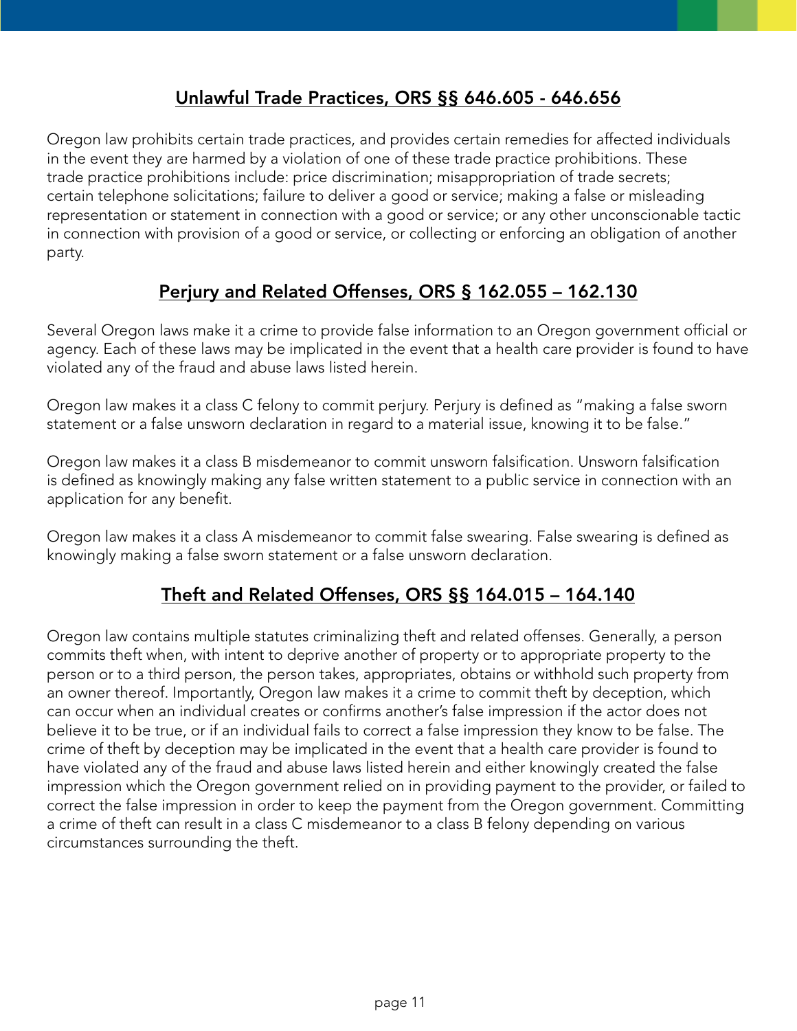## Unlawful Trade Practices, ORS §§ 646.605 - 646.656

Oregon law prohibits certain trade practices, and provides certain remedies for affected individuals in the event they are harmed by a violation of one of these trade practice prohibitions. These trade practice prohibitions include: price discrimination; misappropriation of trade secrets; certain telephone solicitations; failure to deliver a good or service; making a false or misleading representation or statement in connection with a good or service; or any other unconscionable tactic in connection with provision of a good or service, or collecting or enforcing an obligation of another party.

## Perjury and Related Offenses, ORS § 162.055 – 162.130

Several Oregon laws make it a crime to provide false information to an Oregon government official or agency. Each of these laws may be implicated in the event that a health care provider is found to have violated any of the fraud and abuse laws listed herein.

Oregon law makes it a class C felony to commit perjury. Perjury is defined as "making a false sworn statement or a false unsworn declaration in regard to a material issue, knowing it to be false."

Oregon law makes it a class B misdemeanor to commit unsworn falsification. Unsworn falsification is defined as knowingly making any false written statement to a public service in connection with an application for any benefit.

Oregon law makes it a class A misdemeanor to commit false swearing. False swearing is defined as knowingly making a false sworn statement or a false unsworn declaration.

## Theft and Related Offenses, ORS §§ 164.015 – 164.140

Oregon law contains multiple statutes criminalizing theft and related offenses. Generally, a person commits theft when, with intent to deprive another of property or to appropriate property to the person or to a third person, the person takes, appropriates, obtains or withhold such property from an owner thereof. Importantly, Oregon law makes it a crime to commit theft by deception, which can occur when an individual creates or confirms another's false impression if the actor does not believe it to be true, or if an individual fails to correct a false impression they know to be false. The crime of theft by deception may be implicated in the event that a health care provider is found to have violated any of the fraud and abuse laws listed herein and either knowingly created the false impression which the Oregon government relied on in providing payment to the provider, or failed to correct the false impression in order to keep the payment from the Oregon government. Committing a crime of theft can result in a class C misdemeanor to a class B felony depending on various circumstances surrounding the theft.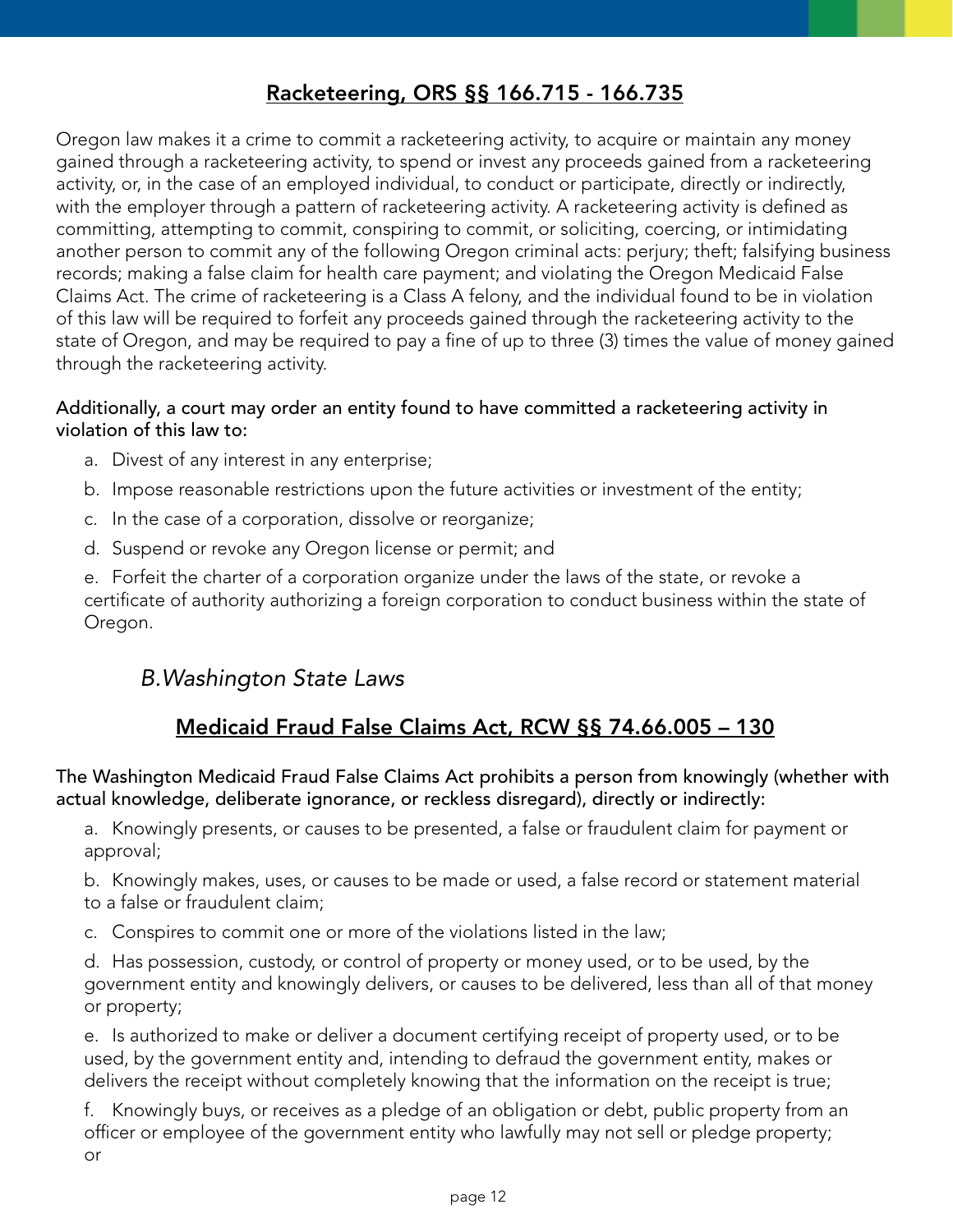## Racketeering, ORS §§ 166.715 - 166.735

Oregon law makes it a crime to commit a racketeering activity, to acquire or maintain any money gained through a racketeering activity, to spend or invest any proceeds gained from a racketeering activity, or, in the case of an employed individual, to conduct or participate, directly or indirectly, with the employer through a pattern of racketeering activity. A racketeering activity is defined as committing, attempting to commit, conspiring to commit, or soliciting, coercing, or intimidating another person to commit any of the following Oregon criminal acts: perjury; theft; falsifying business records; making a false claim for health care payment; and violating the Oregon Medicaid False Claims Act. The crime of racketeering is a Class A felony, and the individual found to be in violation of this law will be required to forfeit any proceeds gained through the racketeering activity to the state of Oregon, and may be required to pay a fine of up to three (3) times the value of money gained through the racketeering activity.

Additionally, a court may order an entity found to have committed a racketeering activity in violation of this law to:

a. Divest of any interest in any enterprise;

b. Impose reasonable restrictions upon the future activities or investment of the entity;

c. In the case of a corporation, dissolve or reorganize;

d. Suspend or revoke any Oregon license or permit; and

e. Forfeit the charter of a corporation organize under the laws of the state, or revoke a certificate of authority authorizing a foreign corporation to conduct business within the state of Oregon.

### *B.Washington State Laws*

## Medicaid Fraud False Claims Act, RCW §§ 74.66.005 – 130

The Washington Medicaid Fraud False Claims Act prohibits a person from knowingly (whether with actual knowledge, deliberate ignorance, or reckless disregard), directly or indirectly:

a. Knowingly presents, or causes to be presented, a false or fraudulent claim for payment or approval;

b. Knowingly makes, uses, or causes to be made or used, a false record or statement material to a false or fraudulent claim;

c. Conspires to commit one or more of the violations listed in the law;

d. Has possession, custody, or control of property or money used, or to be used, by the government entity and knowingly delivers, or causes to be delivered, less than all of that money or property;

e. Is authorized to make or deliver a document certifying receipt of property used, or to be used, by the government entity and, intending to defraud the government entity, makes or delivers the receipt without completely knowing that the information on the receipt is true;

f. Knowingly buys, or receives as a pledge of an obligation or debt, public property from an officer or employee of the government entity who lawfully may not sell or pledge property; or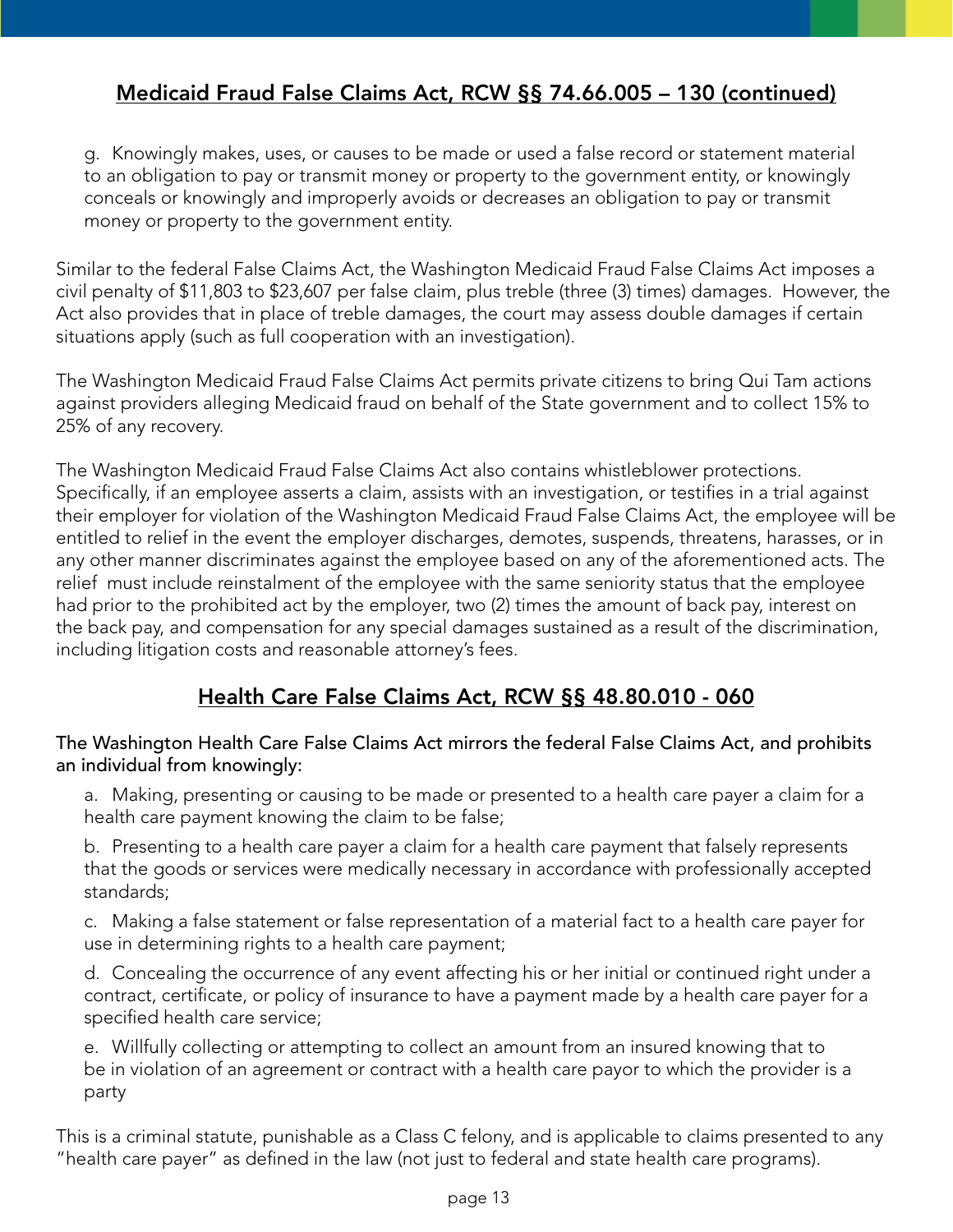## Medicaid Fraud False Claims Act, RCW §§ 74.66.005 – 130 (continued)

g. Knowingly makes, uses, or causes to be made or used a false record or statement material to an obligation to pay or transmit money or property to the government entity, or knowingly conceals or knowingly and improperly avoids or decreases an obligation to pay or transmit money or property to the government entity.

Similar to the federal False Claims Act, the Washington Medicaid Fraud False Claims Act imposes a civil penalty of $11,803 to $23,607 per false claim, plus treble (three (3) times) damages. However, the Act also provides that in place of treble damages, the court may assess double damages if certain situations apply (such as full cooperation with an investigation).

The Washington Medicaid Fraud False Claims Act permits private citizens to bring Qui Tam actions against providers alleging Medicaid fraud on behalf of the State government and to collect 15% to 25% of any recovery.

The Washington Medicaid Fraud False Claims Act also contains whistleblower protections. Specifically, if an employee asserts a claim, assists with an investigation, or testifies in a trial against their employer for violation of the Washington Medicaid Fraud False Claims Act, the employee will be entitled to relief in the event the employer discharges, demotes, suspends, threatens, harasses, or in any other manner discriminates against the employee based on any of the aforementioned acts. The relief must include reinstalment of the employee with the same seniority status that the employee had prior to the prohibited act by the employer, two (2) times the amount of back pay, interest on the back pay, and compensation for any special damages sustained as a result of the discrimination, including litigation costs and reasonable attorney's fees.

## Health Care False Claims Act, RCW §§ 48.80.010 - 060

The Washington Health Care False Claims Act mirrors the federal False Claims Act, and prohibits an individual from knowingly:

a. Making, presenting or causing to be made or presented to a health care payer a claim for a health care payment knowing the claim to be false;

b. Presenting to a health care payer a claim for a health care payment that falsely represents that the goods or services were medically necessary in accordance with professionally accepted standards;

c. Making a false statement or false representation of a material fact to a health care payer for use in determining rights to a health care payment;

d. Concealing the occurrence of any event affecting his or her initial or continued right under a contract, certificate, or policy of insurance to have a payment made by a health care payer for a specified health care service;

e. Willfully collecting or attempting to collect an amount from an insured knowing that to be in violation of an agreement or contract with a health care payor to which the provider is a party

This is a criminal statute, punishable as a Class C felony, and is applicable to claims presented to any "health care payer" as defined in the law (not just to federal and state health care programs).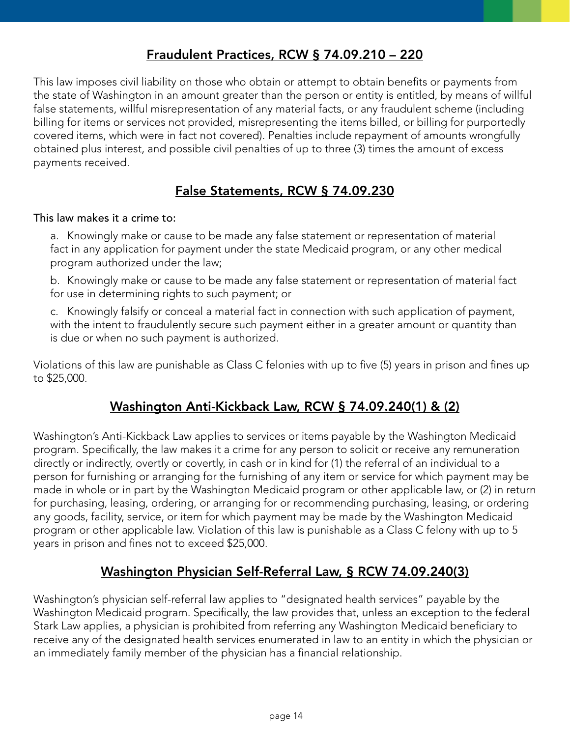## Fraudulent Practices, RCW § 74.09.210 – 220

This law imposes civil liability on those who obtain or attempt to obtain benefits or payments from the state of Washington in an amount greater than the person or entity is entitled, by means of willful false statements, willful misrepresentation of any material facts, or any fraudulent scheme (including billing for items or services not provided, misrepresenting the items billed, or billing for purportedly covered items, which were in fact not covered). Penalties include repayment of amounts wrongfully obtained plus interest, and possible civil penalties of up to three (3) times the amount of excess payments received.

## False Statements, RCW § 74.09.230

This law makes it a crime to:

a. Knowingly make or cause to be made any false statement or representation of material fact in any application for payment under the state Medicaid program, or any other medical program authorized under the law;

b. Knowingly make or cause to be made any false statement or representation of material fact for use in determining rights to such payment; or

c. Knowingly falsify or conceal a material fact in connection with such application of payment, with the intent to fraudulently secure such payment either in a greater amount or quantity than is due or when no such payment is authorized.

Violations of this law are punishable as Class C felonies with up to five (5) years in prison and fines up to $25,000.

## Washington Anti-Kickback Law, RCW § 74.09.240(1) & (2)

Washington's Anti-Kickback Law applies to services or items payable by the Washington Medicaid program. Specifically, the law makes it a crime for any person to solicit or receive any remuneration directly or indirectly, overtly or covertly, in cash or in kind for (1) the referral of an individual to a person for furnishing or arranging for the furnishing of any item or service for which payment may be made in whole or in part by the Washington Medicaid program or other applicable law, or (2) in return for purchasing, leasing, ordering, or arranging for or recommending purchasing, leasing, or ordering any goods, facility, service, or item for which payment may be made by the Washington Medicaid program or other applicable law. Violation of this law is punishable as a Class C felony with up to 5 years in prison and fines not to exceed $25,000.

## Washington Physician Self-Referral Law, § RCW 74.09.240(3)

Washington's physician self-referral law applies to "designated health services" payable by the Washington Medicaid program. Specifically, the law provides that, unless an exception to the federal Stark Law applies, a physician is prohibited from referring any Washington Medicaid beneficiary to receive any of the designated health services enumerated in law to an entity in which the physician or an immediately family member of the physician has a financial relationship.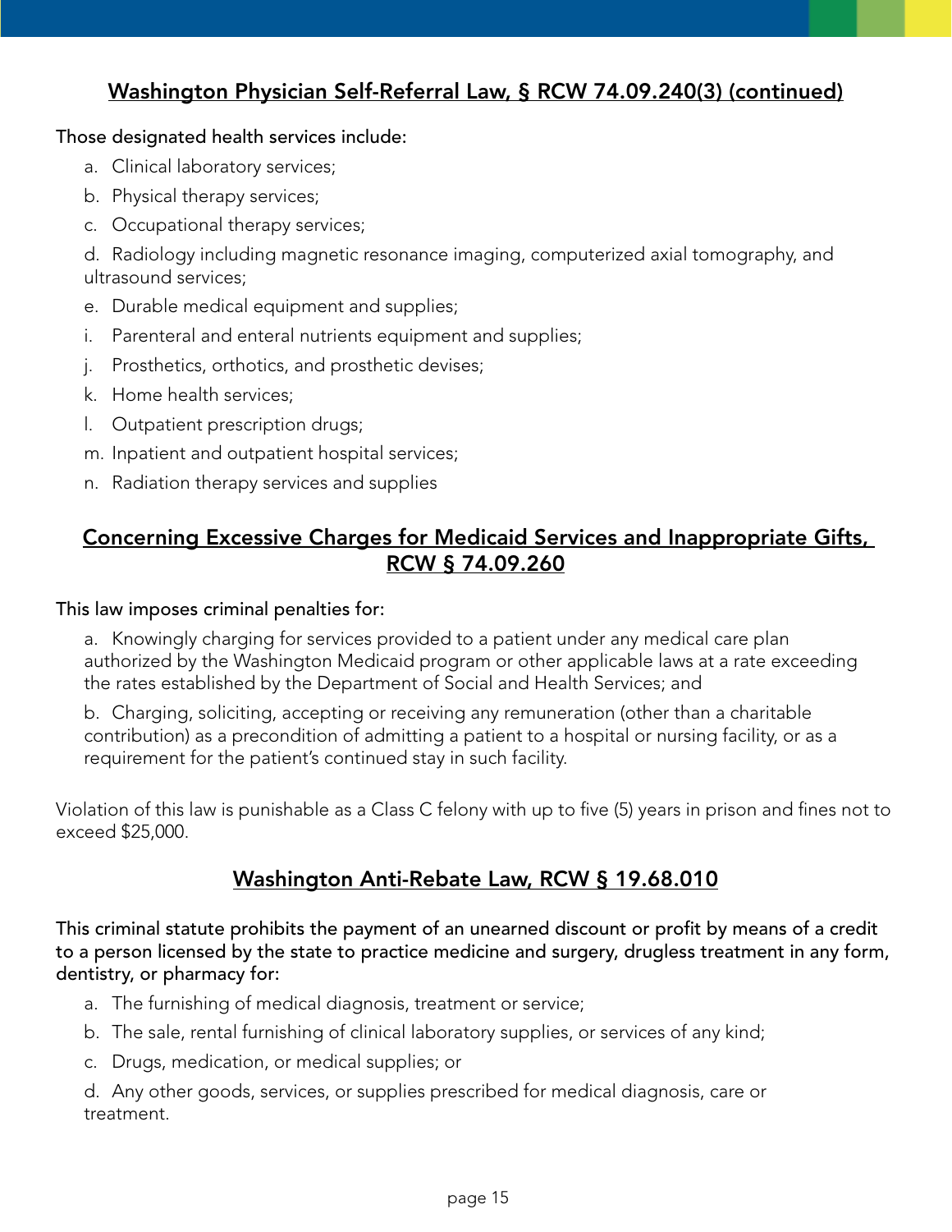## Washington Physician Self-Referral Law, § RCW 74.09.240(3) (continued)

Those designated health services include:

a. Clinical laboratory services;

b. Physical therapy services;

c. Occupational therapy services;

d. Radiology including magnetic resonance imaging, computerized axial tomography, and ultrasound services;

e. Durable medical equipment and supplies;

i. Parenteral and enteral nutrients equipment and supplies;

j. Prosthetics, orthotics, and prosthetic devises;

k. Home health services;

l. Outpatient prescription drugs;

m. Inpatient and outpatient hospital services;

n. Radiation therapy services and supplies

## Concerning Excessive Charges for Medicaid Services and Inappropriate Gifts, RCW § 74.09.260

This law imposes criminal penalties for:

a. Knowingly charging for services provided to a patient under any medical care plan authorized by the Washington Medicaid program or other applicable laws at a rate exceeding the rates established by the Department of Social and Health Services; and

b. Charging, soliciting, accepting or receiving any remuneration (other than a charitable contribution) as a precondition of admitting a patient to a hospital or nursing facility, or as a requirement for the patient's continued stay in such facility.

Violation of this law is punishable as a Class C felony with up to five (5) years in prison and fines not to exceed $25,000.

## Washington Anti-Rebate Law, RCW § 19.68.010

This criminal statute prohibits the payment of an unearned discount or profit by means of a credit to a person licensed by the state to practice medicine and surgery, drugless treatment in any form, dentistry, or pharmacy for:

a. The furnishing of medical diagnosis, treatment or service;

b. The sale, rental furnishing of clinical laboratory supplies, or services of any kind;

c. Drugs, medication, or medical supplies; or

d. Any other goods, services, or supplies prescribed for medical diagnosis, care or treatment.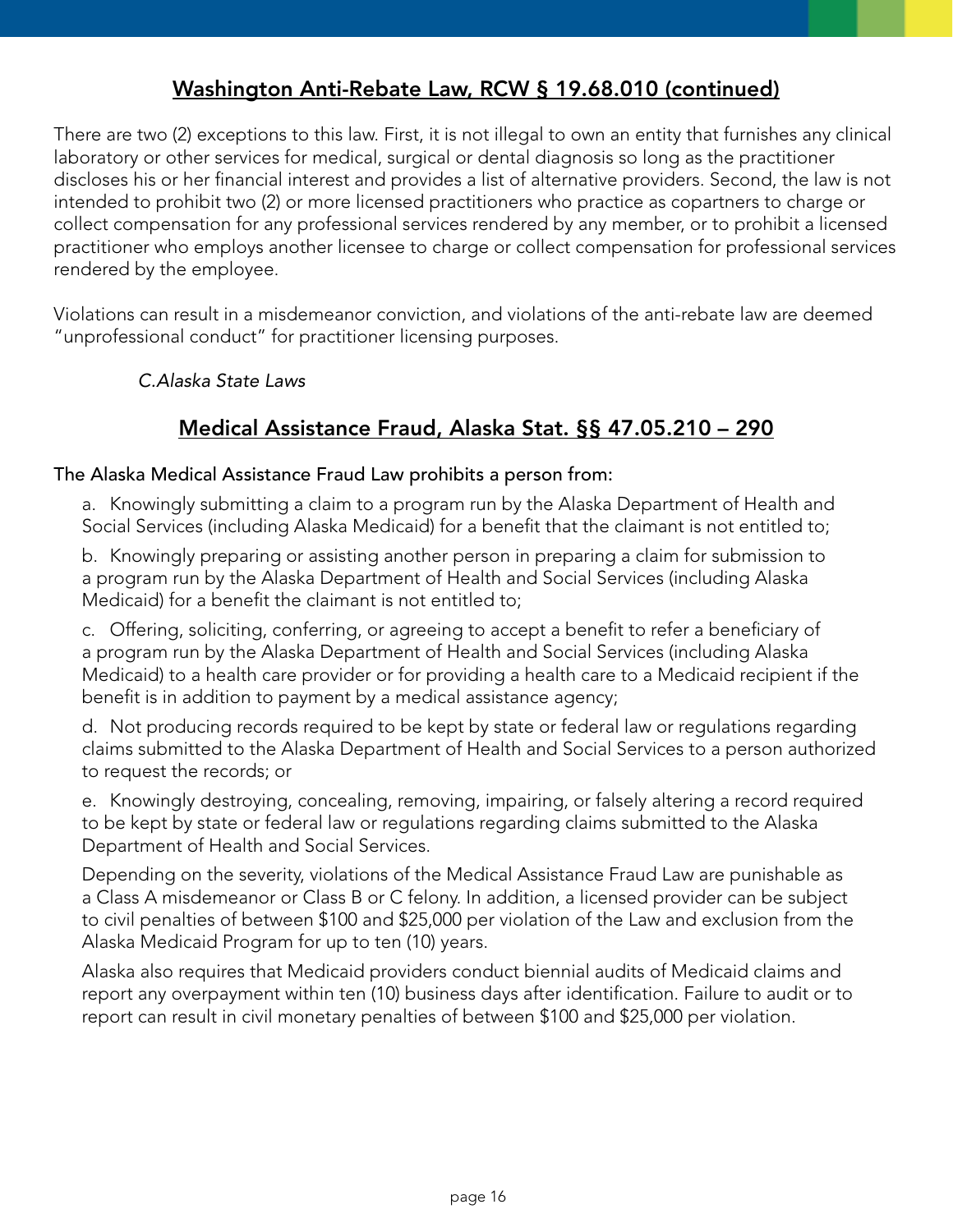## Washington Anti-Rebate Law, RCW § 19.68.010 (continued)

There are two (2) exceptions to this law. First, it is not illegal to own an entity that furnishes any clinical laboratory or other services for medical, surgical or dental diagnosis so long as the practitioner discloses his or her financial interest and provides a list of alternative providers. Second, the law is not intended to prohibit two (2) or more licensed practitioners who practice as copartners to charge or collect compensation for any professional services rendered by any member, or to prohibit a licensed practitioner who employs another licensee to charge or collect compensation for professional services rendered by the employee.

Violations can result in a misdemeanor conviction, and violations of the anti-rebate law are deemed "unprofessional conduct" for practitioner licensing purposes.

*C.Alaska State Laws*

## Medical Assistance Fraud, Alaska Stat. §§ 47.05.210 – 290

The Alaska Medical Assistance Fraud Law prohibits a person from:

a. Knowingly submitting a claim to a program run by the Alaska Department of Health and Social Services (including Alaska Medicaid) for a benefit that the claimant is not entitled to;

b. Knowingly preparing or assisting another person in preparing a claim for submission to a program run by the Alaska Department of Health and Social Services (including Alaska Medicaid) for a benefit the claimant is not entitled to;

c. Offering, soliciting, conferring, or agreeing to accept a benefit to refer a beneficiary of a program run by the Alaska Department of Health and Social Services (including Alaska Medicaid) to a health care provider or for providing a health care to a Medicaid recipient if the benefit is in addition to payment by a medical assistance agency;

d. Not producing records required to be kept by state or federal law or regulations regarding claims submitted to the Alaska Department of Health and Social Services to a person authorized to request the records; or

e. Knowingly destroying, concealing, removing, impairing, or falsely altering a record required to be kept by state or federal law or regulations regarding claims submitted to the Alaska Department of Health and Social Services.

Depending on the severity, violations of the Medical Assistance Fraud Law are punishable as a Class A misdemeanor or Class B or C felony. In addition, a licensed provider can be subject to civil penalties of between $100 and $25,000 per violation of the Law and exclusion from the Alaska Medicaid Program for up to ten (10) years.

Alaska also requires that Medicaid providers conduct biennial audits of Medicaid claims and report any overpayment within ten (10) business days after identification. Failure to audit or to report can result in civil monetary penalties of between $100 and $25,000 per violation.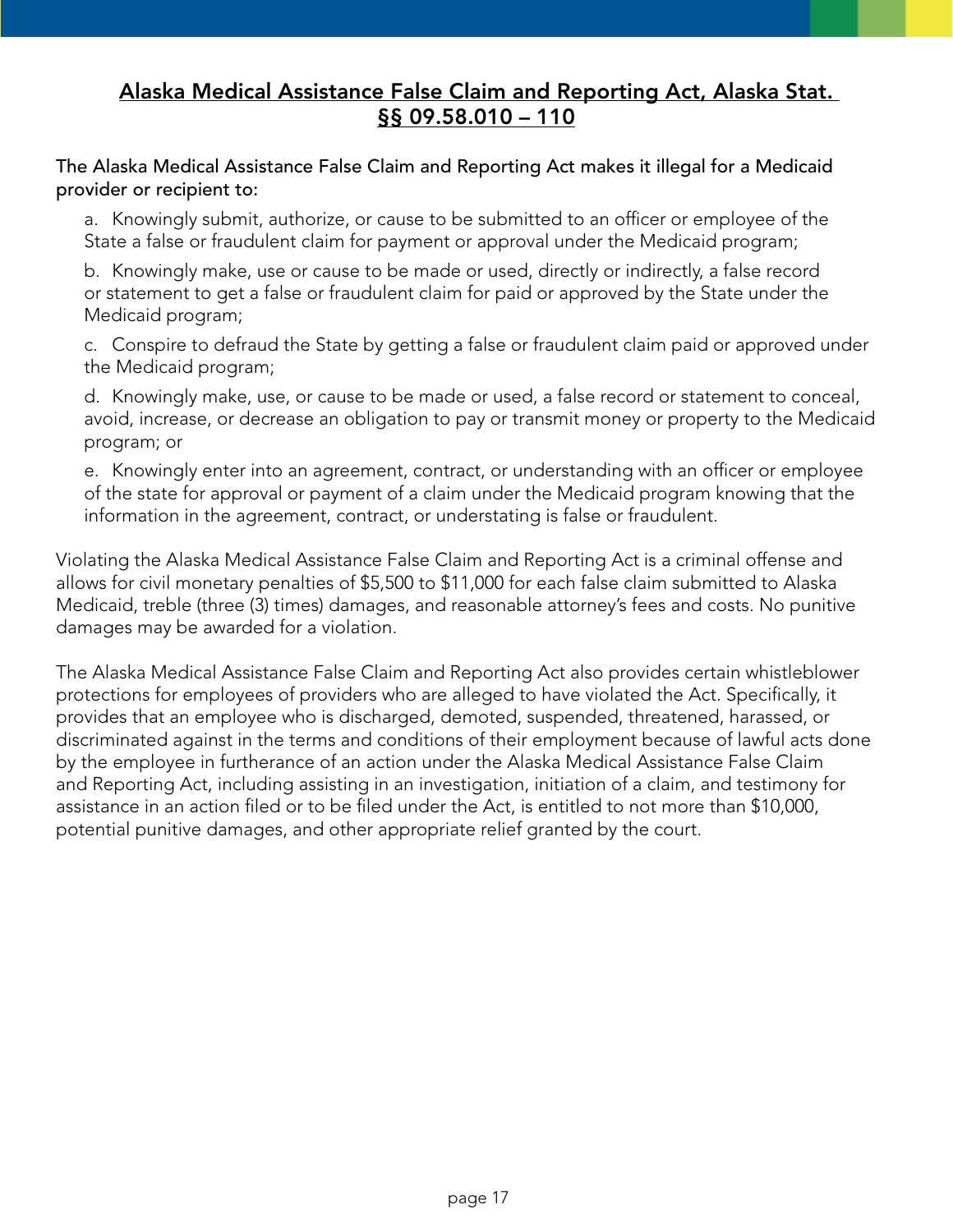## Alaska Medical Assistance False Claim and Reporting Act, Alaska Stat. §§ 09.58.010 – 110

The Alaska Medical Assistance False Claim and Reporting Act makes it illegal for a Medicaid provider or recipient to:

a. Knowingly submit, authorize, or cause to be submitted to an officer or employee of the State a false or fraudulent claim for payment or approval under the Medicaid program;

b. Knowingly make, use or cause to be made or used, directly or indirectly, a false record or statement to get a false or fraudulent claim for paid or approved by the State under the Medicaid program;

c. Conspire to defraud the State by getting a false or fraudulent claim paid or approved under the Medicaid program;

d. Knowingly make, use, or cause to be made or used, a false record or statement to conceal, avoid, increase, or decrease an obligation to pay or transmit money or property to the Medicaid program; or

e. Knowingly enter into an agreement, contract, or understanding with an officer or employee of the state for approval or payment of a claim under the Medicaid program knowing that the information in the agreement, contract, or understating is false or fraudulent.

Violating the Alaska Medical Assistance False Claim and Reporting Act is a criminal offense and allows for civil monetary penalties of $5,500 to $11,000 for each false claim submitted to Alaska Medicaid, treble (three (3) times) damages, and reasonable attorney's fees and costs. No punitive damages may be awarded for a violation.

The Alaska Medical Assistance False Claim and Reporting Act also provides certain whistleblower protections for employees of providers who are alleged to have violated the Act. Specifically, it provides that an employee who is discharged, demoted, suspended, threatened, harassed, or discriminated against in the terms and conditions of their employment because of lawful acts done by the employee in furtherance of an action under the Alaska Medical Assistance False Claim and Reporting Act, including assisting in an investigation, initiation of a claim, and testimony for assistance in an action filed or to be filed under the Act, is entitled to not more than $10,000, potential punitive damages, and other appropriate relief granted by the court.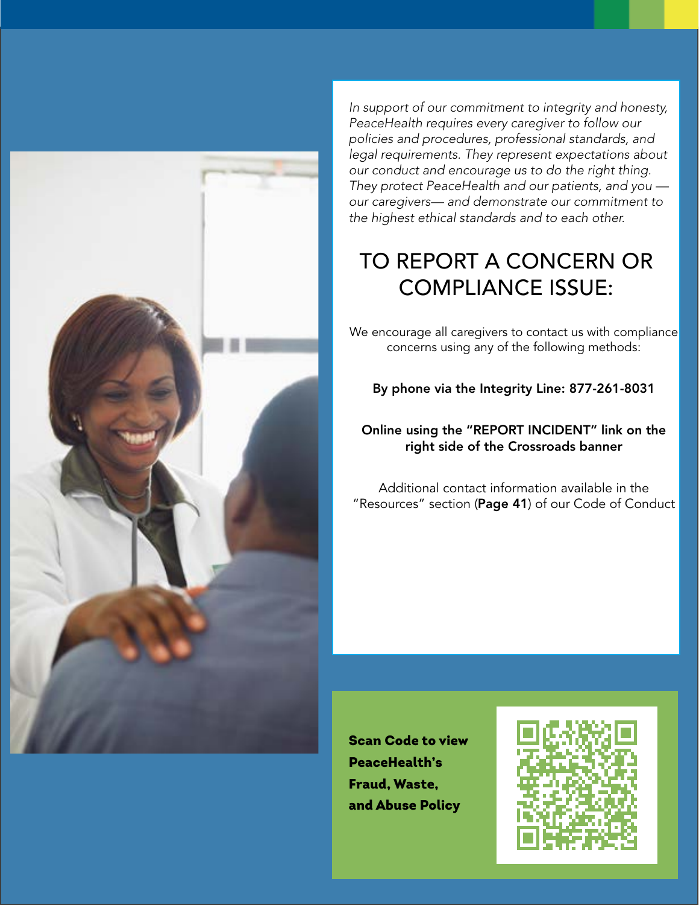*In support of our commitment to integrity and honesty, PeaceHealth requires every caregiver to follow our policies and procedures, professional standards, and legal requirements. They represent expectations about our conduct and encourage us to do the right thing. They protect PeaceHealth and our patients, and you — our caregivers— and demonstrate our commitment to the highest ethical standards and to each other.*

# TO REPORT A CONCERN OR COMPLIANCE ISSUE:

We encourage all caregivers to contact us with compliance concerns using any of the following methods:

**By phone via the Integrity Line: 877-261-8031**

**Online using the "REPORT INCIDENT" link on the right side of the Crossroads banner**

Additional contact information available in the "Resources" section (**Page 41**) of our Code of Conduct

**Scan Code to view PeaceHealth's Fraud, Waste, and Abuse Policy**